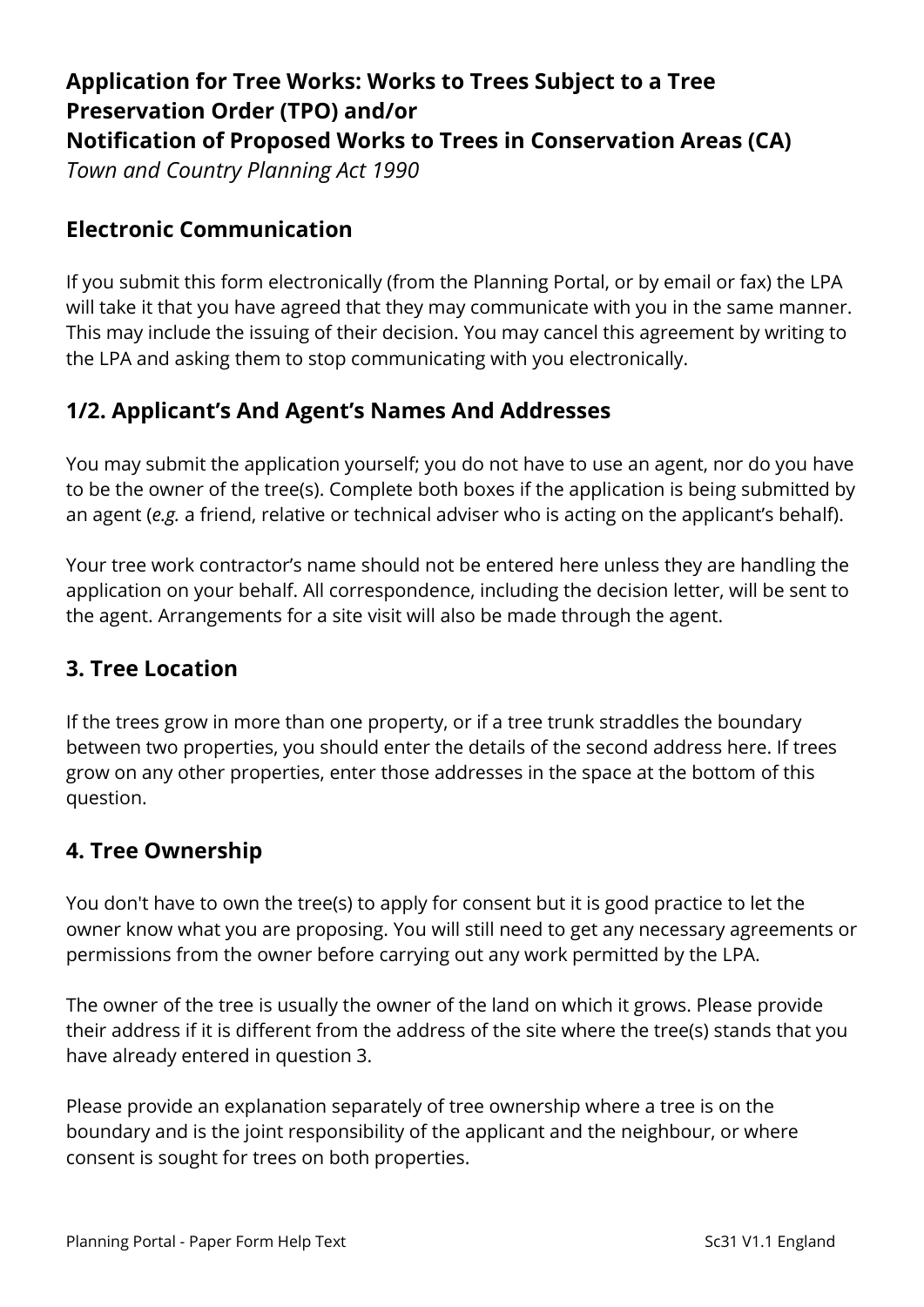# Application for Tree Works: Works to Trees Subject to a Tree Preservation Order (TPO) and/or Notification of Proposed Works to Trees in Conservation Areas (CA)

*Town and Country Planning Act 1990*

## Electronic Communication

If you submit this form electronically (from the Planning Portal, or by email or fax) the LPA will take it that you have agreed that they may communicate with you in the same manner. This may include the issuing of their decision. You may cancel this agreement by writing to the LPA and asking them to stop communicating with you electronically.

## 1/2. Applicant's And Agent's Names And Addresses

You may submit the application yourself; you do not have to use an agent, nor do you have to be the owner of the tree(s). Complete both boxes if the application is being submitted by an agent (*e.g.* a friend, relative or technical adviser who is acting on the applicant's behalf).

Your tree work contractor's name should not be entered here unless they are handling the application on your behalf. All correspondence, including the decision letter, will be sent to the agent. Arrangements for a site visit will also be made through the agent.

## 3. Tree Location

If the trees grow in more than one property, or if a tree trunk straddles the boundary between two properties, you should enter the details of the second address here. If trees grow on any other properties, enter those addresses in the space at the bottom of this question.

## 4. Tree Ownership

You don't have to own the tree(s) to apply for consent but it is good practice to let the owner know what you are proposing. You will still need to get any necessary agreements or permissions from the owner before carrying out any work permitted by the LPA.

The owner of the tree is usually the owner of the land on which it grows. Please provide their address if it is different from the address of the site where the tree(s) stands that you have already entered in question 3.

Please provide an explanation separately of tree ownership where a tree is on the boundary and is the joint responsibility of the applicant and the neighbour, or where consent is sought for trees on both properties.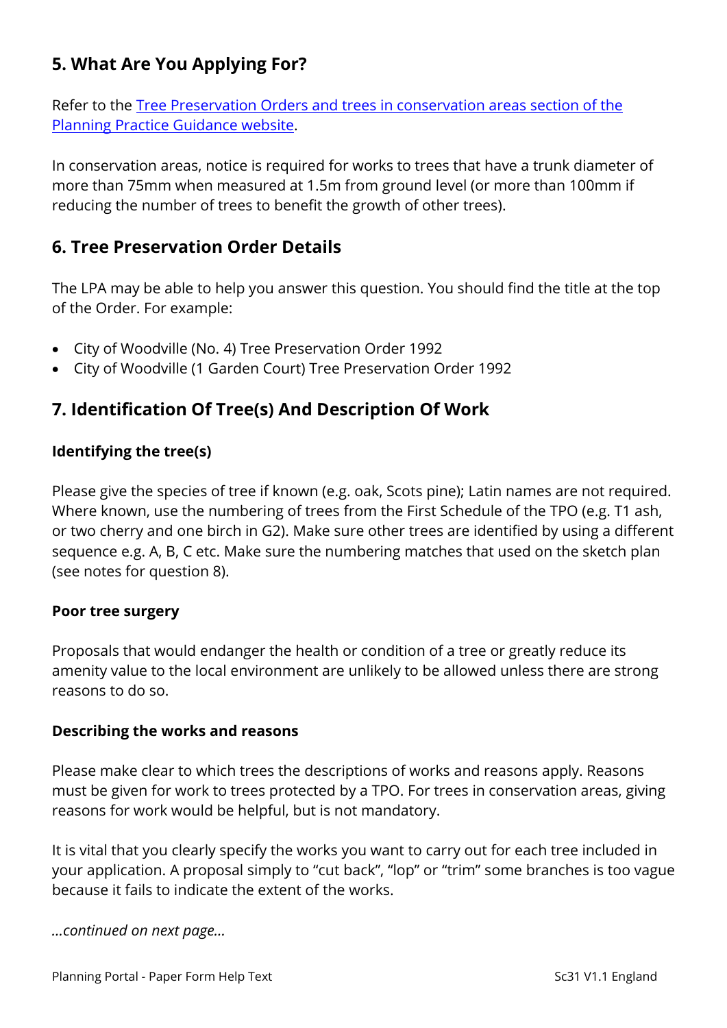## 5. What Are You Applying For?

Refer to the [Tree Preservation Orders and trees in conservation areas section of the Planning Practice Guidance website](https://www.gov.uk/guidance/tree-preservation-orders-and-trees-in-conservation-areas).

In conservation areas, notice is required for works to trees that have a trunk diameter of more than 75mm when measured at 1.5m from ground level (or more than 100mm if reducing the number of trees to benefit the growth of other trees).

## 6. Tree Preservation Order Details

The LPA may be able to help you answer this question. You should find the title at the top of the Order. For example:

- City of Woodville (No. 4) Tree Preservation Order 1992
- City of Woodville (1 Garden Court) Tree Preservation Order 1992

## 7. Identification Of Tree(s) And Description Of Work

### Identifying the tree(s)

Please give the species of tree if known (e.g. oak, Scots pine); Latin names are not required. Where known, use the numbering of trees from the First Schedule of the TPO (e.g. T1 ash, or two cherry and one birch in G2). Make sure other trees are identified by using a different sequence e.g. A, B, C etc. Make sure the numbering matches that used on the sketch plan (see notes for question 8).

### Poor tree surgery

Proposals that would endanger the health or condition of a tree or greatly reduce its amenity value to the local environment are unlikely to be allowed unless there are strong reasons to do so.

### Describing the works and reasons

Please make clear to which trees the descriptions of works and reasons apply. Reasons must be given for work to trees protected by a TPO. For trees in conservation areas, giving reasons for work would be helpful, but is not mandatory.

It is vital that you clearly specify the works you want to carry out for each tree included in your application. A proposal simply to "cut back", "lop" or "trim" some branches is too vague because it fails to indicate the extent of the works.

*...continued on next page...*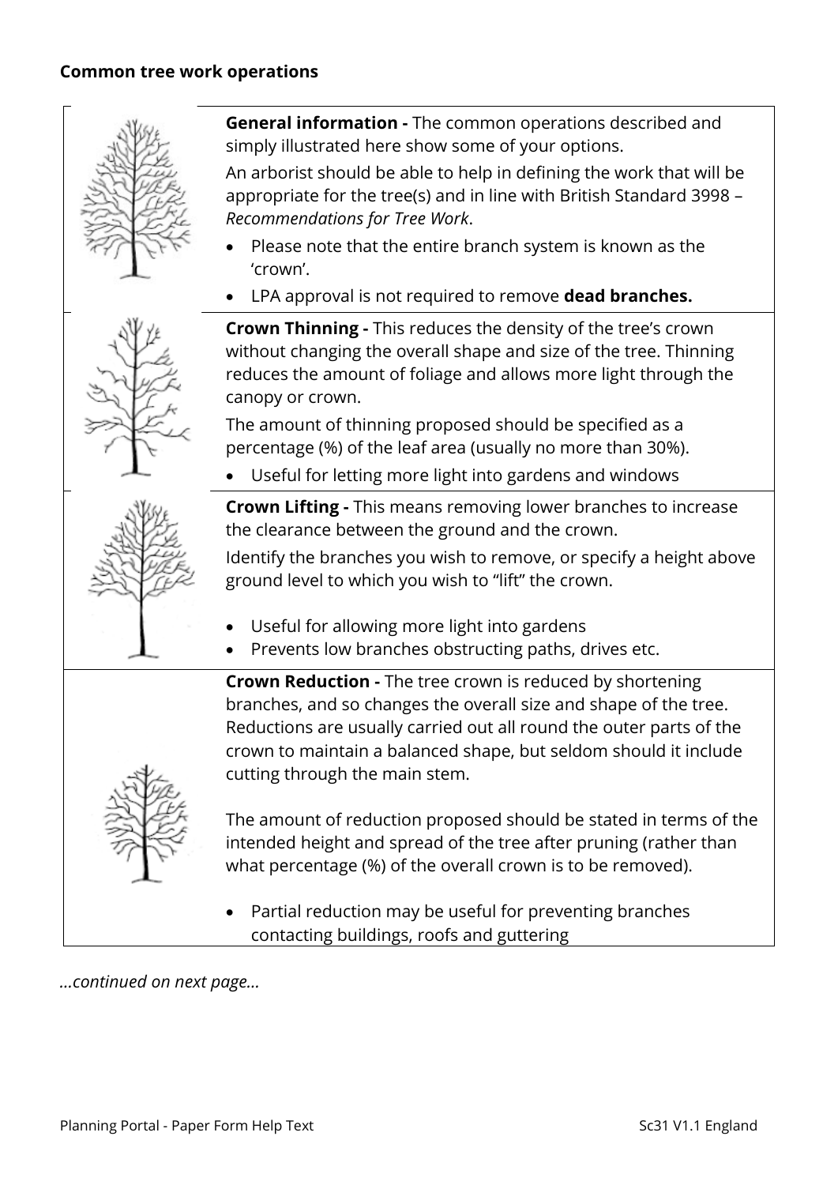**Common tree work operations**

**General information -** The common operations described and simply illustrated here show some of your options.

An arborist should be able to help in defining the work that will be appropriate for the tree(s) and in line with British Standard 3998 – *Recommendations for Tree Work*.

- Please note that the entire branch system is known as the 'crown'.
- LPA approval is not required to remove **dead branches.**

**Crown Thinning -** This reduces the density of the tree's crown without changing the overall shape and size of the tree. Thinning reduces the amount of foliage and allows more light through the canopy or crown.

The amount of thinning proposed should be specified as a percentage (%) of the leaf area (usually no more than 30%).

- Useful for letting more light into gardens and windows

**Crown Lifting -** This means removing lower branches to increase the clearance between the ground and the crown.

Identify the branches you wish to remove, or specify a height above ground level to which you wish to "lift" the crown.

- Useful for allowing more light into gardens
- Prevents low branches obstructing paths, drives etc.

**Crown Reduction -** The tree crown is reduced by shortening branches, and so changes the overall size and shape of the tree. Reductions are usually carried out all round the outer parts of the crown to maintain a balanced shape, but seldom should it include cutting through the main stem.

The amount of reduction proposed should be stated in terms of the intended height and spread of the tree after pruning (rather than what percentage (%) of the overall crown is to be removed).

- Partial reduction may be useful for preventing branches contacting buildings, roofs and guttering

*...continued on next page...*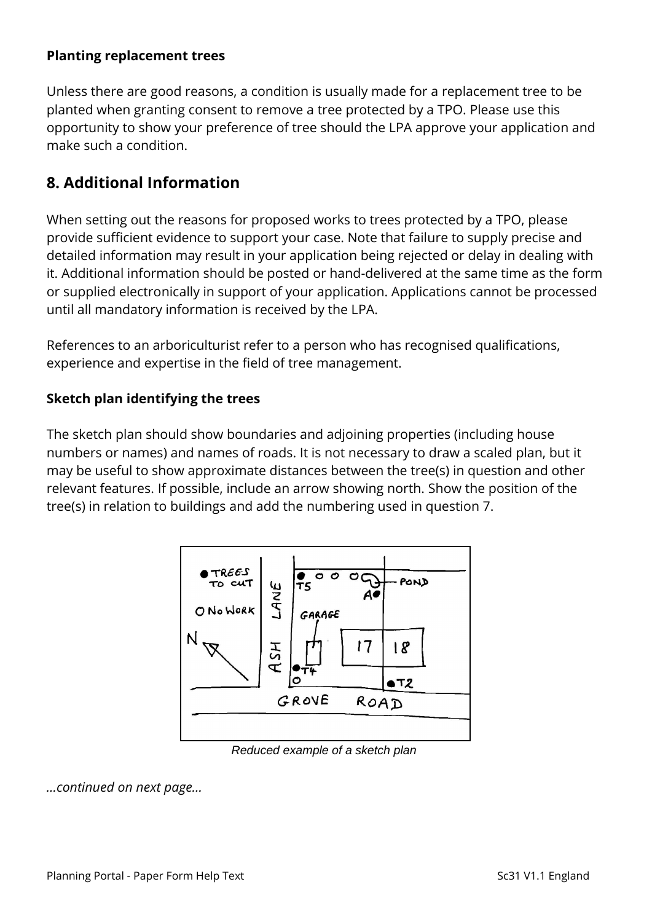**Planting replacement trees**

Unless there are good reasons, a condition is usually made for a replacement tree to be planted when granting consent to remove a tree protected by a TPO. Please use this opportunity to show your preference of tree should the LPA approve your application and make such a condition.

## 8. Additional Information

When setting out the reasons for proposed works to trees protected by a TPO, please provide sufficient evidence to support your case. Note that failure to supply precise and detailed information may result in your application being rejected or delay in dealing with it. Additional information should be posted or hand-delivered at the same time as the form or supplied electronically in support of your application. Applications cannot be processed until all mandatory information is received by the LPA.

References to an arboriculturist refer to a person who has recognised qualifications, experience and expertise in the field of tree management.

**Sketch plan identifying the trees**

The sketch plan should show boundaries and adjoining properties (including house numbers or names) and names of roads. It is not necessary to draw a scaled plan, but it may be useful to show approximate distances between the tree(s) in question and other relevant features. If possible, include an arrow showing north. Show the position of the tree(s) in relation to buildings and add the numbering used in question 7.

TREES TO CUT
NO WORK
N
ASH LANE
T5
A
POND
GARAGE
17
18
T4
T2
GROVE ROAD

*Reduced example of a sketch plan*

*...continued on next page...*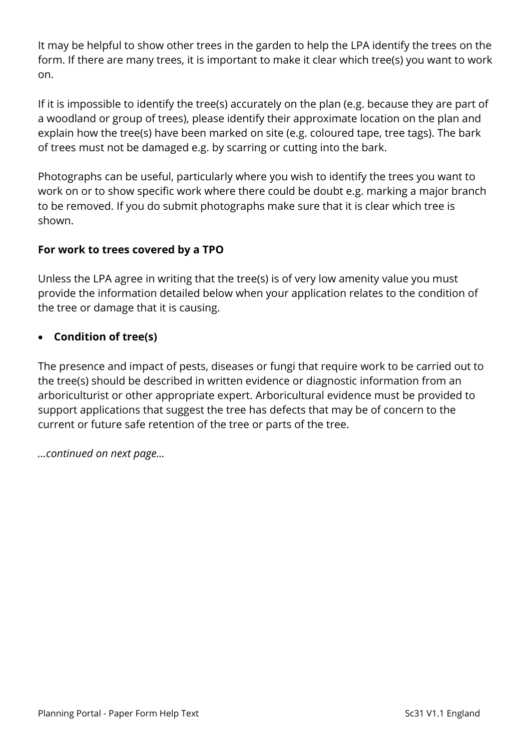It may be helpful to show other trees in the garden to help the LPA identify the trees on the form. If there are many trees, it is important to make it clear which tree(s) you want to work on.

If it is impossible to identify the tree(s) accurately on the plan (e.g. because they are part of a woodland or group of trees), please identify their approximate location on the plan and explain how the tree(s) have been marked on site (e.g. coloured tape, tree tags). The bark of trees must not be damaged e.g. by scarring or cutting into the bark.

Photographs can be useful, particularly where you wish to identify the trees you want to work on or to show specific work where there could be doubt e.g. marking a major branch to be removed. If you do submit photographs make sure that it is clear which tree is shown.

**For work to trees covered by a TPO**

Unless the LPA agree in writing that the tree(s) is of very low amenity value you must provide the information detailed below when your application relates to the condition of the tree or damage that it is causing.

- **Condition of tree(s)**

The presence and impact of pests, diseases or fungi that require work to be carried out to the tree(s) should be described in written evidence or diagnostic information from an arboriculturist or other appropriate expert. Arboricultural evidence must be provided to support applications that suggest the tree has defects that may be of concern to the current or future safe retention of the tree or parts of the tree.

*...continued on next page...*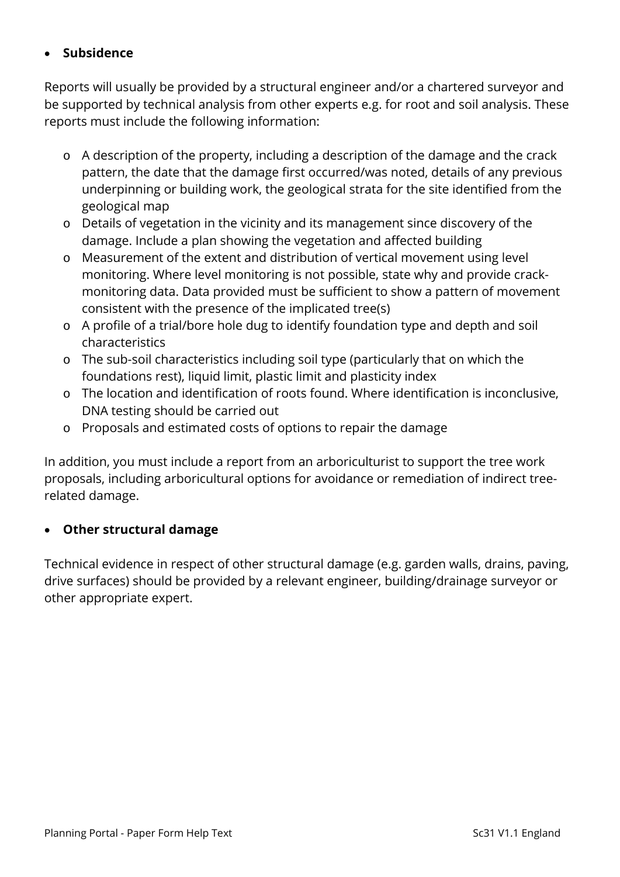- **Subsidence**

Reports will usually be provided by a structural engineer and/or a chartered surveyor and be supported by technical analysis from other experts e.g. for root and soil analysis. These reports must include the following information:

  - A description of the property, including a description of the damage and the crack pattern, the date that the damage first occurred/was noted, details of any previous underpinning or building work, the geological strata for the site identified from the geological map
  - Details of vegetation in the vicinity and its management since discovery of the damage. Include a plan showing the vegetation and affected building
  - Measurement of the extent and distribution of vertical movement using level monitoring. Where level monitoring is not possible, state why and provide crack-monitoring data. Data provided must be sufficient to show a pattern of movement consistent with the presence of the implicated tree(s)
  - A profile of a trial/bore hole dug to identify foundation type and depth and soil characteristics
  - The sub-soil characteristics including soil type (particularly that on which the foundations rest), liquid limit, plastic limit and plasticity index
  - The location and identification of roots found. Where identification is inconclusive, DNA testing should be carried out
  - Proposals and estimated costs of options to repair the damage

In addition, you must include a report from an arboriculturist to support the tree work proposals, including arboricultural options for avoidance or remediation of indirect tree-related damage.

- **Other structural damage**

Technical evidence in respect of other structural damage (e.g. garden walls, drains, paving, drive surfaces) should be provided by a relevant engineer, building/drainage surveyor or other appropriate expert.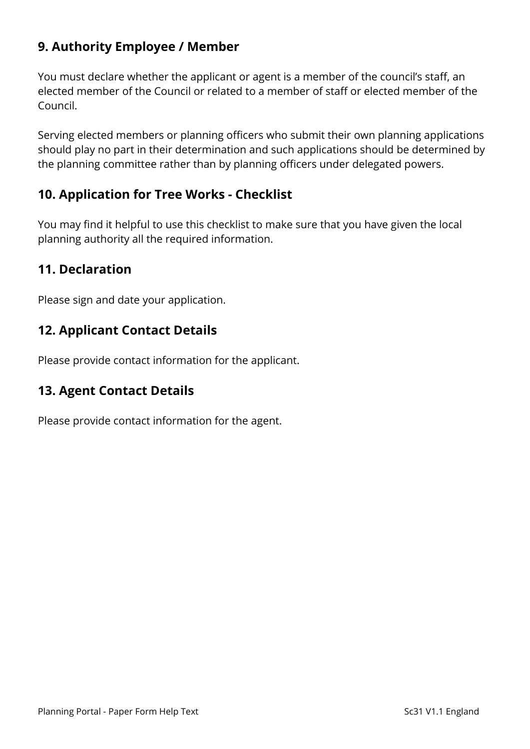## 9. Authority Employee / Member

You must declare whether the applicant or agent is a member of the council's staff, an elected member of the Council or related to a member of staff or elected member of the Council.

Serving elected members or planning officers who submit their own planning applications should play no part in their determination and such applications should be determined by the planning committee rather than by planning officers under delegated powers.

## 10. Application for Tree Works - Checklist

You may find it helpful to use this checklist to make sure that you have given the local planning authority all the required information.

## 11. Declaration

Please sign and date your application.

## 12. Applicant Contact Details

Please provide contact information for the applicant.

## 13. Agent Contact Details

Please provide contact information for the agent.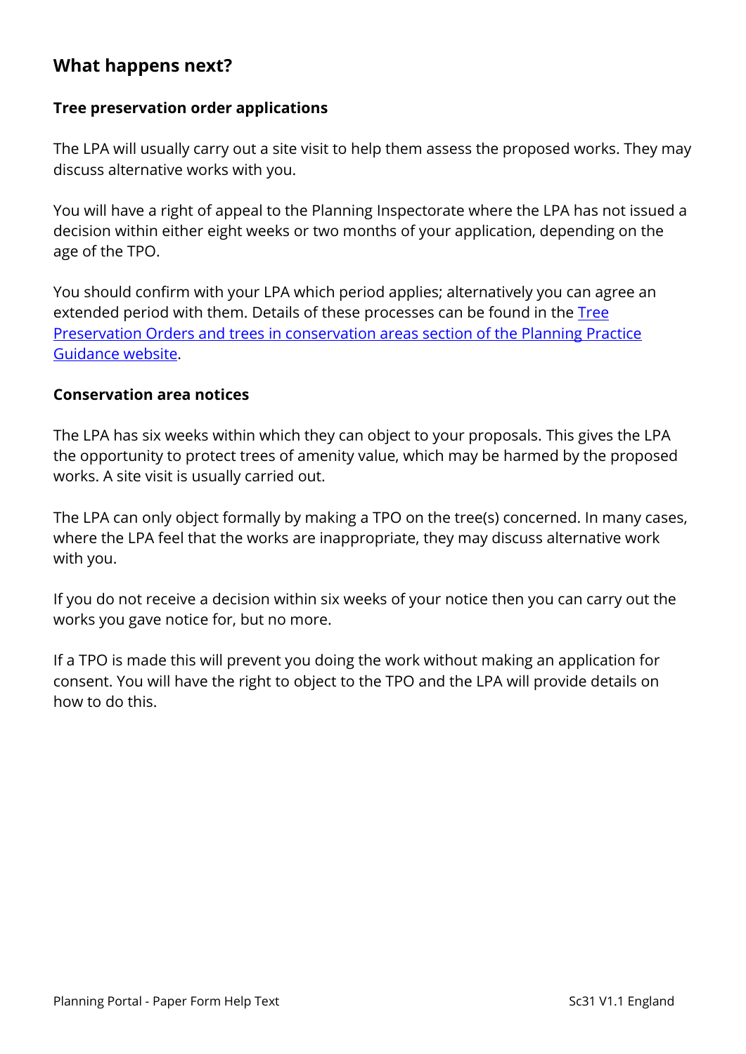## What happens next?

### Tree preservation order applications

The LPA will usually carry out a site visit to help them assess the proposed works. They may discuss alternative works with you.

You will have a right of appeal to the Planning Inspectorate where the LPA has not issued a decision within either eight weeks or two months of your application, depending on the age of the TPO.

You should confirm with your LPA which period applies; alternatively you can agree an extended period with them. Details of these processes can be found in the Tree Preservation Orders and trees in conservation areas section of the Planning Practice Guidance website.

### Conservation area notices

The LPA has six weeks within which they can object to your proposals. This gives the LPA the opportunity to protect trees of amenity value, which may be harmed by the proposed works. A site visit is usually carried out.

The LPA can only object formally by making a TPO on the tree(s) concerned. In many cases, where the LPA feel that the works are inappropriate, they may discuss alternative work with you.

If you do not receive a decision within six weeks of your notice then you can carry out the works you gave notice for, but no more.

If a TPO is made this will prevent you doing the work without making an application for consent. You will have the right to object to the TPO and the LPA will provide details on how to do this.